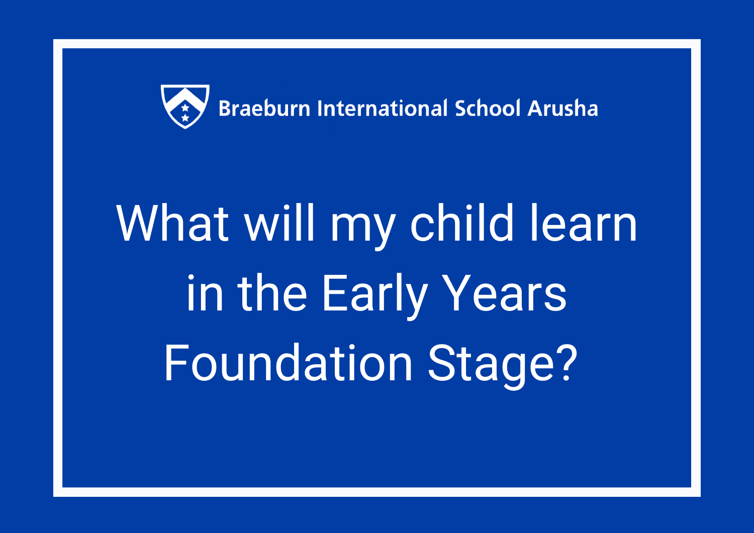Braeburn International School Arusha

# What will my child learn in the Early Years Foundation Stage?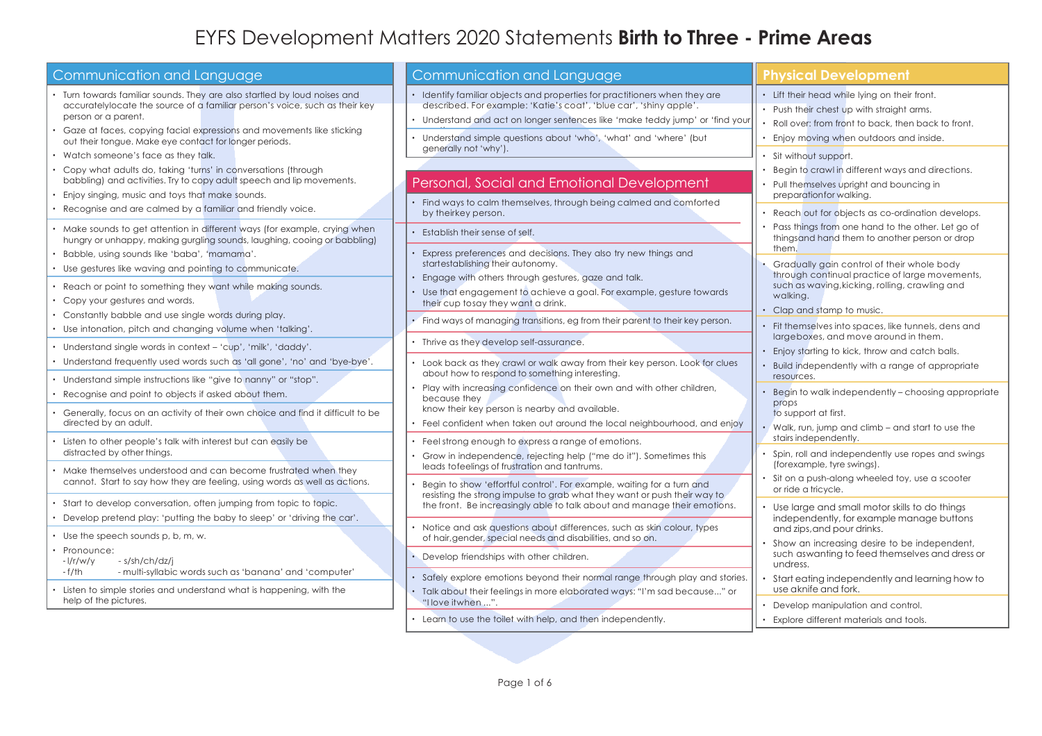# EYFS Development Matters 2020 Statements **Birth to Three - Prime Areas**

## Communication and Language

- Turn towards familiar sounds. They are also startled by loud noises and accuratelylocate the source of a familiar person's voice, such as their key person or a parent.
- Gaze at faces, copying facial expressions and movements like sticking out their tongue. Make eye contact for longer periods.
- Watch someone's face as they talk.
- Copy what adults do, taking 'turns' in conversations (through babbling) and activities. Try to copy adult speech and lip movements.
- Enjoy singing, music and toys that make sounds.
- Recognise and are calmed by a familiar and friendly voice.

---

- Make sounds to get attention in different ways (for example, crying when hungry or unhappy, making gurgling sounds, laughing, cooing or babbling)
- Babble, using sounds like 'baba', 'mamama'.
- Use gestures like waving and pointing to communicate.

---

- Reach or point to something they want while making sounds.
- Copy your gestures and words.
- Constantly babble and use single words during play.
- Use intonation, pitch and changing volume when 'talking'.

---

- Understand single words in context – 'cup', 'milk', 'daddy'.
- Understand frequently used words such as 'all gone', 'no' and 'bye-bye'.

---

- Understand simple instructions like "give to nanny" or "stop".
- Recognise and point to objects if asked about them.

---

- Generally, focus on an activity of their own choice and find it difficult to be directed by an adult.

---

- Listen to other people's talk with interest but can easily be distracted by other things.

---

- Make themselves understood and can become frustrated when they cannot. Start to say how they are feeling, using words as well as actions.

---

- Start to develop conversation, often jumping from topic to topic.
- Develop pretend play: 'putting the baby to sleep' or 'driving the car'.

---

- Use the speech sounds p, b, m, w.
- Pronounce:
  - l/r/w/y - s/sh/ch/dz/j
  - f/th - multi-syllabic words such as 'banana' and 'computer'

---

- Listen to simple stories and understand what is happening, with the help of the pictures.

## Communication and Language

- Identify familiar objects and properties for practitioners when they are described. For example: 'Katie's coat', 'blue car', 'shiny apple'.
- Understand and act on longer sentences like 'make teddy jump' or 'find your coat'.
- Understand simple questions about 'who', 'what' and 'where' (but generally not 'why').

## Personal, Social and Emotional Development

- Find ways to calm themselves, through being calmed and comforted by theirkey person.

---

- Establish their sense of self.

---

- Express preferences and decisions. They also try new things and startestablishing their autonomy.
- Engage with others through gestures, gaze and talk.
- Use that engagement to achieve a goal. For example, gesture towards their cup tosay they want a drink.

---

- Find ways of managing transitions, eg from their parent to their key person.

---

- Thrive as they develop self-assurance.

---

- Look back as they crawl or walk away from their key person. Look for clues about how to respond to something interesting.
- Play with increasing confidence on their own and with other children, because they know their key person is nearby and available.
- Feel confident when taken out around the local neighbourhood, and enjoy exploring new places with their key person.

---

- Feel strong enough to express a range of emotions.
- Grow in independence, rejecting help ("me do it"). Sometimes this leads tofeelings of frustration and tantrums.

---

- Begin to show 'effortful control'. For example, waiting for a turn and resisting the strong impulse to grab what they want or push their way to the front. Be increasingly able to talk about and manage their emotions.

---

- Notice and ask questions about differences, such as skin colour, types of hair,gender, special needs and disabilities, and so on.

---

- Develop friendships with other children.

---

- Safely explore emotions beyond their normal range through play and stories.
- Talk about their feelings in more elaborated ways: "I'm sad because..." or "I love itwhen ...".

---

- Learn to use the toilet with help, and then independently.

## Physical Development

- Lift their head while lying on their front.
- Push their chest up with straight arms.
- Roll over: from front to back, then back to front.
- Enjoy moving when outdoors and inside.

---

- Sit without support.
- Begin to crawl in different ways and directions.
- Pull themselves upright and bouncing in preparationfor walking.

---

- Reach out for objects as co-ordination develops.
- Pass things from one hand to the other. Let go of thingsand hand them to another person or drop them.

---

- Gradually gain control of their whole body through continual practice of large movements, such as waving,kicking, rolling, crawling and walking.
- Clap and stamp to music.

---

- Fit themselves into spaces, like tunnels, dens and largeboxes, and move around in them.
- Enjoy starting to kick, throw and catch balls.
- Build independently with a range of appropriate resources.

---

- Begin to walk independently – choosing appropriate props to support at first.
- Walk, run, jump and climb – and start to use the stairs independently.

---

- Spin, roll and independently use ropes and swings (forexample, tyre swings).
- Sit on a push-along wheeled toy, use a scooter or ride a tricycle.

---

- Use large and small motor skills to do things independently, for example manage buttons and zips,and pour drinks.
- Show an increasing desire to be independent, such aswanting to feed themselves and dress or undress.
- Start eating independently and learning how to use aknife and fork.

---

- Develop manipulation and control.
- Explore different materials and tools.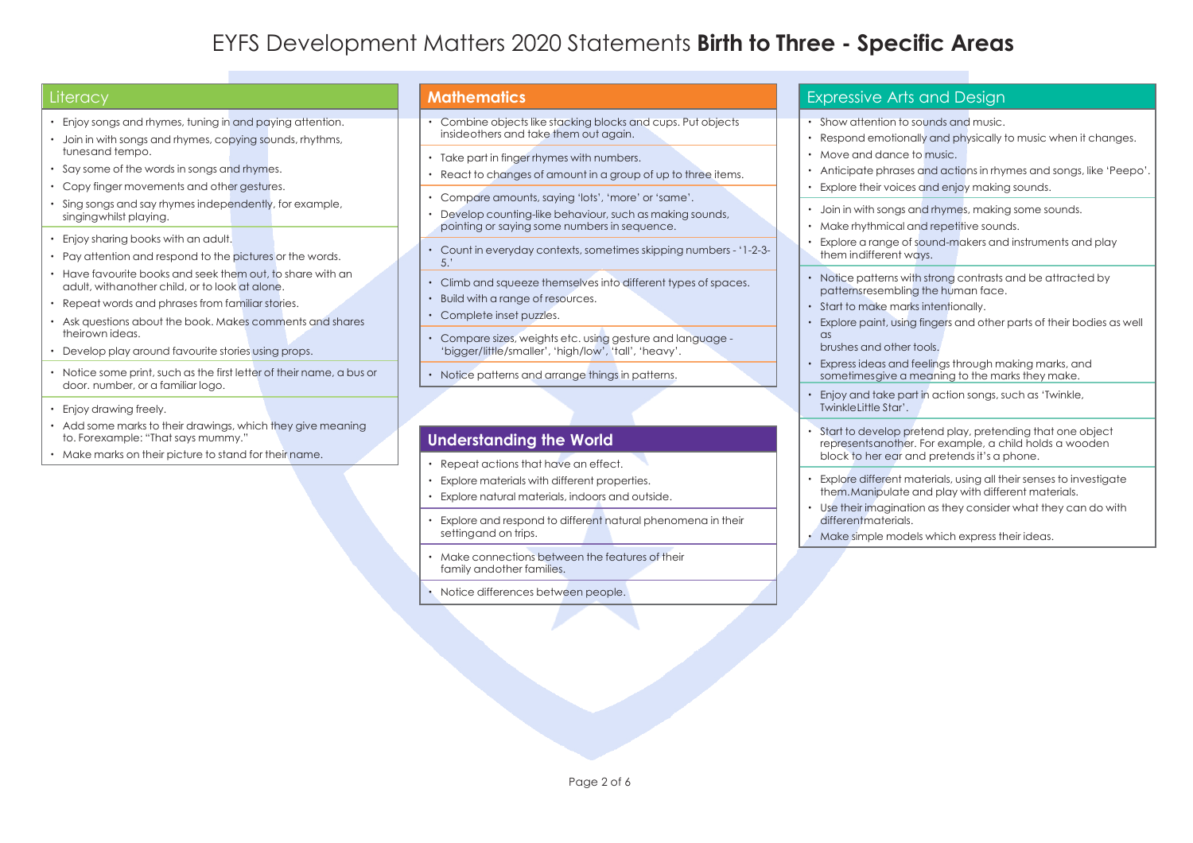# EYFS Development Matters 2020 Statements **Birth to Three - Specific Areas**

## Literacy

- Enjoy songs and rhymes, tuning in and paying attention.
- Join in with songs and rhymes, copying sounds, rhythms, tunesand tempo.
- Say some of the words in songs and rhymes.
- Copy finger movements and other gestures.
- Sing songs and say rhymes independently, for example, singingwhilst playing.

---

- Enjoy sharing books with an adult.
- Pay attention and respond to the pictures or the words.
- Have favourite books and seek them out, to share with an adult, withanother child, or to look at alone.
- Repeat words and phrases from familiar stories.
- Ask questions about the book. Makes comments and shares theirown ideas.
- Develop play around favourite stories using props.

---

- Notice some print, such as the first letter of their name, a bus or door. number, or a familiar logo.

---

- Enjoy drawing freely.
- Add some marks to their drawings, which they give meaning to. Forexample: "That says mummy."
- Make marks on their picture to stand for their name.

## Mathematics

- Combine objects like stacking blocks and cups. Put objects insideothers and take them out again.

---

- Take part in finger rhymes with numbers.
- React to changes of amount in a group of up to three items.

---

- Compare amounts, saying 'lots', 'more' or 'same'.
- Develop counting-like behaviour, such as making sounds, pointing or saying some numbers in sequence.

---

- Count in everyday contexts, sometimes skipping numbers - '1-2-3-5.'

---

- Climb and squeeze themselves into different types of spaces.
- Build with a range of resources.
- Complete inset puzzles.

---

- Compare sizes, weights etc. using gesture and language - 'bigger/little/smaller', 'high/low', 'tall', 'heavy'.

---

- Notice patterns and arrange things in patterns.

## Understanding the World

- Repeat actions that have an effect.
- Explore materials with different properties.
- Explore natural materials, indoors and outside.

---

- Explore and respond to different natural phenomena in their settingand on trips.

---

- Make connections between the features of their family andother families.

---

- Notice differences between people.

## Expressive Arts and Design

- Show attention to sounds and music.
- Respond emotionally and physically to music when it changes.
- Move and dance to music.
- Anticipate phrases and actions in rhymes and songs, like 'Peepo'.
- Explore their voices and enjoy making sounds.

---

- Join in with songs and rhymes, making some sounds.
- Make rhythmical and repetitive sounds.
- Explore a range of sound-makers and instruments and play them indifferent ways.

---

- Notice patterns with strong contrasts and be attracted by patternsresembling the human face.
- Start to make marks intentionally.
- Explore paint, using fingers and other parts of their bodies as well as brushes and other tools.
- Express ideas and feelings through making marks, and sometimesgive a meaning to the marks they make.

---

- Enjoy and take part in action songs, such as 'Twinkle, TwinkleLittle Star'.

---

- Start to develop pretend play, pretending that one object representsanother. For example, a child holds a wooden block to her ear and pretends it's a phone.

---

- Explore different materials, using all their senses to investigate them.Manipulate and play with different materials.
- Use their imagination as they consider what they can do with differentmaterials.
- Make simple models which express their ideas.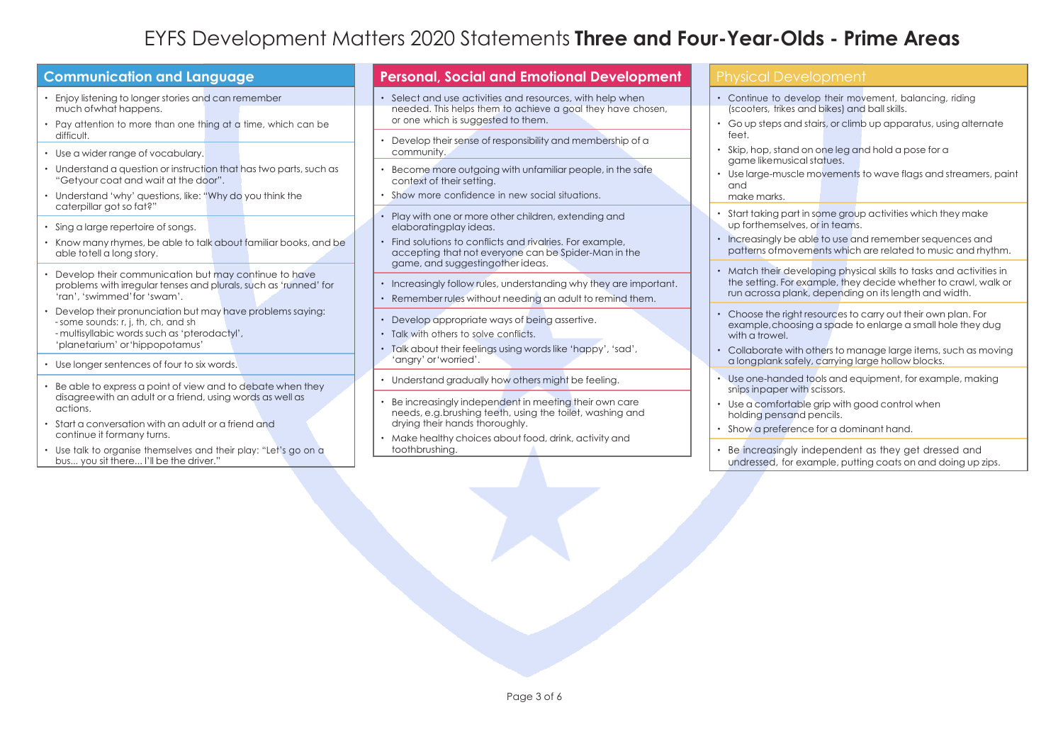# EYFS Development Matters 2020 Statements **Three and Four-Year-Olds - Prime Areas**

## Communication and Language

- Enjoy listening to longer stories and can remember much ofwhat happens.
- Pay attention to more than one thing at a time, which can be difficult.

- Use a wider range of vocabulary.
- Understand a question or instruction that has two parts, such as "Getyour coat and wait at the door".
- Understand 'why' questions, like: "Why do you think the caterpillar got so fat?"

- Sing a large repertoire of songs.
- Know many rhymes, be able to talk about familiar books, and be able totell a long story.

- Develop their communication but may continue to have problems with irregular tenses and plurals, such as 'runned' for 'ran', 'swimmed'for 'swam'.
- Develop their pronunciation but may have problems saying:
  - some sounds: r, j, th, ch, and sh
  - multisyllabic words such as 'pterodactyl', 'planetarium' or'hippopotamus'

- Use longer sentences of four to six words.

- Be able to express a point of view and to debate when they disagreewith an adult or a friend, using words as well as actions.
- Start a conversation with an adult or a friend and continue it formany turns.
- Use talk to organise themselves and their play: "Let's go on a bus... you sit there... I'll be the driver."

## Personal, Social and Emotional Development

- Select and use activities and resources, with help when needed. This helps them to achieve a goal they have chosen, or one which is suggested to them.

- Develop their sense of responsibility and membership of a community.

- Become more outgoing with unfamiliar people, in the safe context of their setting.
- Show more confidence in new social situations.

- Play with one or more other children, extending and elaboratingplay ideas.
- Find solutions to conflicts and rivalries. For example, accepting that not everyone can be Spider-Man in the game, and suggestingother ideas.

- Increasingly follow rules, understanding why they are important.
- Remember rules without needing an adult to remind them.

- Develop appropriate ways of being assertive.
- Talk with others to solve conflicts.
- Talk about their feelings using words like 'happy', 'sad', 'angry' or'worried'.

- Understand gradually how others might be feeling.

- Be increasingly independent in meeting their own care needs, e.g.brushing teeth, using the toilet, washing and drying their hands thoroughly.
- Make healthy choices about food, drink, activity and toothbrushing.

## Physical Development

- Continue to develop their movement, balancing, riding (scooters, trikes and bikes) and ball skills.
- Go up steps and stairs, or climb up apparatus, using alternate feet.
- Skip, hop, stand on one leg and hold a pose for a game likemusical statues.
- Use large-muscle movements to wave flags and streamers, paint and make marks.

- Start taking part in some group activities which they make up forthemselves, or in teams.
- Increasingly be able to use and remember sequences and patterns ofmovements which are related to music and rhythm.

- Match their developing physical skills to tasks and activities in the setting. For example, they decide whether to crawl, walk or run acrossa plank, depending on its length and width.

- Choose the right resources to carry out their own plan. For example,choosing a spade to enlarge a small hole they dug with a trowel.
- Collaborate with others to manage large items, such as moving a longplank safely, carrying large hollow blocks.

- Use one-handed tools and equipment, for example, making snips inpaper with scissors.
- Use a comfortable grip with good control when holding pensand pencils.
- Show a preference for a dominant hand.

- Be increasingly independent as they get dressed and undressed, for example, putting coats on and doing up zips.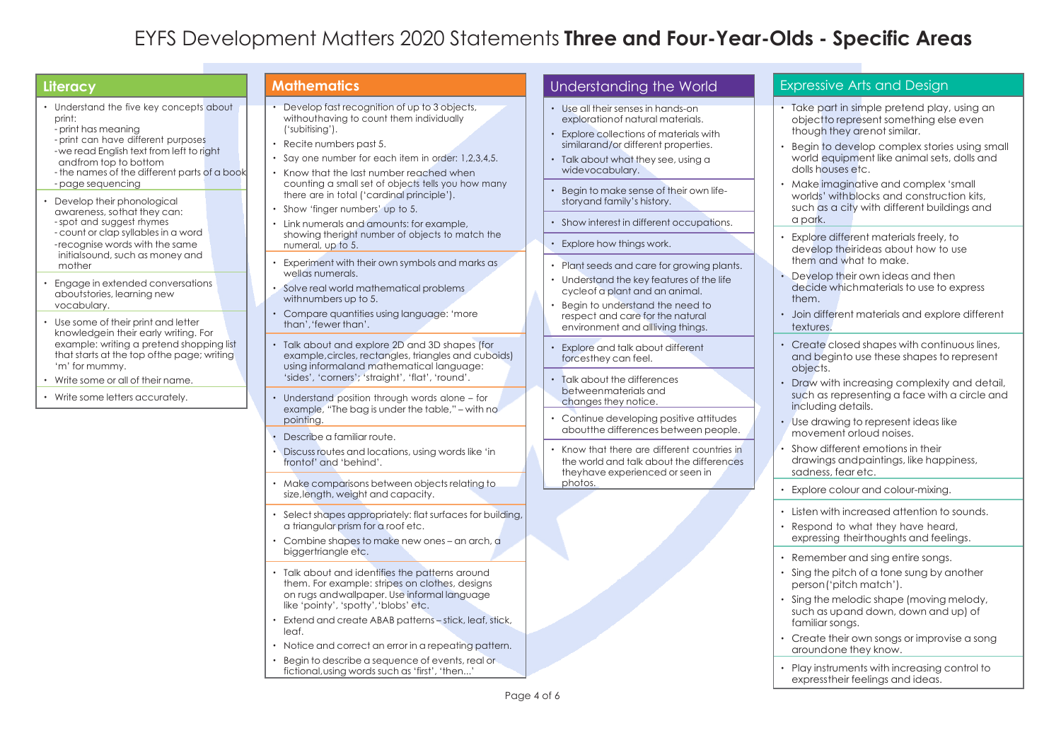# EYFS Development Matters 2020 Statements **Three and Four-Year-Olds - Specific Areas**

## Literacy

- Understand the five key concepts about print:
  - print has meaning
  - print can have different purposes
  - we read English text from left to right andfrom top to bottom
  - the names of the different parts of a book
  - page sequencing

- Develop their phonological awareness, sothat they can:
  - spot and suggest rhymes
  - count or clap syllables in a word
  - recognise words with the same initialsound, such as money and mother

- Engage in extended conversations aboutstories, learning new vocabulary.

- Use some of their print and letter knowledgein their early writing. For example: writing a pretend shopping list that starts at the top ofthe page; writing 'm' for mummy.
- Write some or all of their name.

- Write some letters accurately.

## Mathematics

- Develop fast recognition of up to 3 objects, withouthaving to count them individually ('subitising').
- Recite numbers past 5.
- Say one number for each item in order: 1,2,3,4,5.
- Know that the last number reached when counting a small set of objects tells you how many there are in total ('cardinal principle').
- Show 'finger numbers' up to 5.
- Link numerals and amounts: for example, showing theright number of objects to match the numeral, up to 5.

- Experiment with their own symbols and marks as wellas numerals.
- Solve real world mathematical problems withnumbers up to 5.
- Compare quantities using language: 'more than','fewer than'.

- Talk about and explore 2D and 3D shapes (for example,circles, rectangles, triangles and cuboids) using informaland mathematical language: 'sides', 'corners'; 'straight', 'flat', 'round'.

- Understand position through words alone – for example, "The bag is under the table," – with no pointing.

- Describe a familiar route.
- Discuss routes and locations, using words like 'in frontof' and 'behind'.

- Make comparisons between objects relating to size,length, weight and capacity.

- Select shapes appropriately: flat surfaces for building, a triangular prism for a roof etc.
- Combine shapes to make new ones – an arch, a biggertriangle etc.

- Talk about and identifies the patterns around them. For example: stripes on clothes, designs on rugs andwallpaper. Use informal language like 'pointy', 'spotty', 'blobs' etc.
- Extend and create ABAB patterns – stick, leaf, stick, leaf.
- Notice and correct an error in a repeating pattern.
- Begin to describe a sequence of events, real or fictional,using words such as 'first', 'then...'

## Understanding the World

- Use all their senses in hands-on explorationof natural materials.
- Explore collections of materials with similarand/or different properties.
- Talk about what they see, using a widevocabulary.

- Begin to make sense of their own life-storyand family's history.

- Show interest in different occupations.

- Explore how things work.

- Plant seeds and care for growing plants.
- Understand the key features of the life cycleof a plant and an animal.
- Begin to understand the need to respect and care for the natural environment and allliving things.

- Explore and talk about different forcesthey can feel.

- Talk about the differences betweenmaterials and changes they notice.

- Continue developing positive attitudes aboutthe differences between people.

- Know that there are different countries in the world and talk about the differences theyhave experienced or seen in photos.

## Expressive Arts and Design

- Take part in simple pretend play, using an objectto represent something else even though they arenot similar.
- Begin to develop complex stories using small world equipment like animal sets, dolls and dolls houses etc.
- Make imaginative and complex 'small worlds' withblocks and construction kits, such as a city with different buildings and a park.

- Explore different materials freely, to develop theirideas about how to use them and what to make.
- Develop their own ideas and then decide whichmaterials to use to express them.
- Join different materials and explore different textures.

- Create closed shapes with continuous lines, and beginto use these shapes to represent objects.
- Draw with increasing complexity and detail, such as representing a face with a circle and including details.
- Use drawing to represent ideas like movement orloud noises.
- Show different emotions in their drawings andpaintings, like happiness, sadness, fear etc.

- Explore colour and colour-mixing.

- Listen with increased attention to sounds.
- Respond to what they have heard, expressing theirthoughts and feelings.

- Remember and sing entire songs.
- Sing the pitch of a tone sung by another person('pitch match').
- Sing the melodic shape (moving melody, such as upand down, down and up) of familiar songs.
- Create their own songs or improvise a song aroundone they know.

- Play instruments with increasing control to expresstheir feelings and ideas.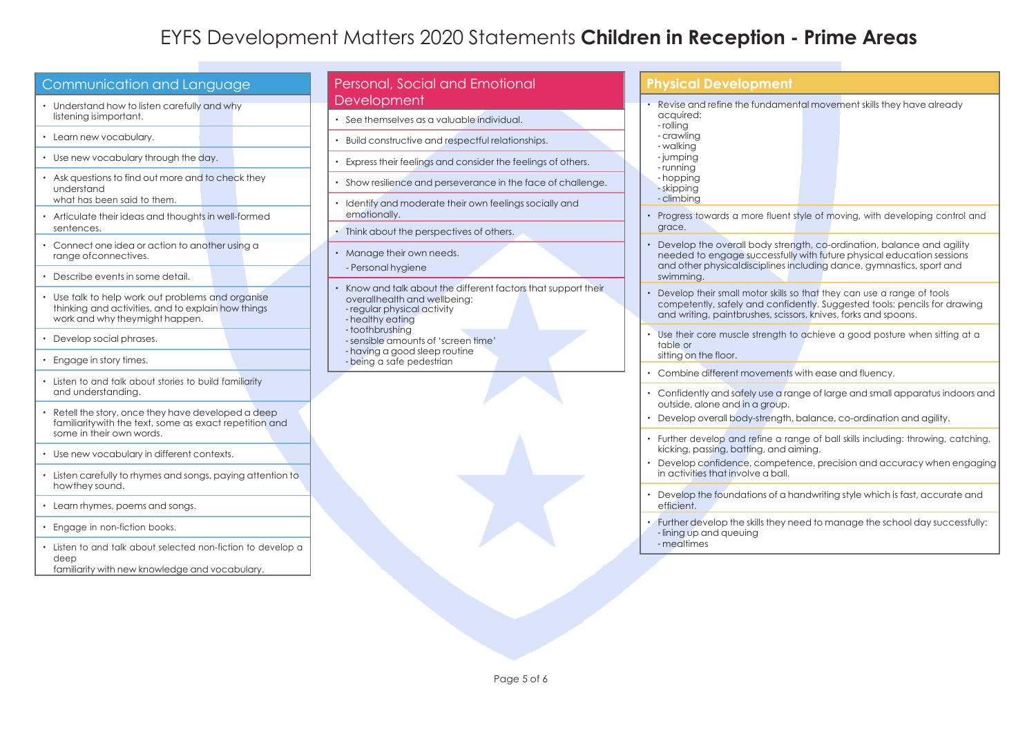# EYFS Development Matters 2020 Statements **Children in Reception - Prime Areas**

## Communication and Language

- Understand how to listen carefully and why listening isimportant.
- Learn new vocabulary.
- Use new vocabulary through the day.
- Ask questions to find out more and to check they understand what has been said to them.
- Articulate their ideas and thoughts in well-formed sentences.
- Connect one idea or action to another using a range ofconnectives.
- Describe events in some detail.
- Use talk to help work out problems and organise thinking and activities, and to explain how things work and why theymight happen.
- Develop social phrases.
- Engage in story times.
- Listen to and talk about stories to build familiarity and understanding.
- Retell the story, once they have developed a deep familiaritywith the text, some as exact repetition and some in their own words.
- Use new vocabulary in different contexts.
- Listen carefully to rhymes and songs, paying attention to howthey sound.
- Learn rhymes, poems and songs.
- Engage in non-fiction books.
- Listen to and talk about selected non-fiction to develop a deep familiarity with new knowledge and vocabulary.

## Personal, Social and Emotional Development

- See themselves as a valuable individual.
- Build constructive and respectful relationships.
- Express their feelings and consider the feelings of others.
- Show resilience and perseverance in the face of challenge.
- Identify and moderate their own feelings socially and emotionally.
- Think about the perspectives of others.
- Manage their own needs.
  - Personal hygiene
- Know and talk about the different factors that support their overallhealth and wellbeing:
  - regular physical activity
  - healthy eating
  - toothbrushing
  - sensible amounts of 'screen time'
  - having a good sleep routine
  - being a safe pedestrian

## Physical Development

- Revise and refine the fundamental movement skills they have already acquired:
  - rolling
  - crawling
  - walking
  - jumping
  - running
  - hopping
  - skipping
  - climbing
- Progress towards a more fluent style of moving, with developing control and grace.
- Develop the overall body strength, co-ordination, balance and agility needed to engage successfully with future physical education sessions and other physicaldisciplines including dance, gymnastics, sport and swimming.
- Develop their small motor skills so that they can use a range of tools competently, safely and confidently. Suggested tools: pencils for drawing and writing, paintbrushes, scissors, knives, forks and spoons.
- Use their core muscle strength to achieve a good posture when sitting at a table or sitting on the floor.
- Combine different movements with ease and fluency.
- Confidently and safely use a range of large and small apparatus indoors and outside, alone and in a group.
- Develop overall body-strength, balance, co-ordination and agility.
- Further develop and refine a range of ball skills including: throwing, catching, kicking, passing, batting, and aiming.
- Develop confidence, competence, precision and accuracy when engaging in activities that involve a ball.
- Develop the foundations of a handwriting style which is fast, accurate and efficient.
- Further develop the skills they need to manage the school day successfully:
  - lining up and queuing
  - mealtimes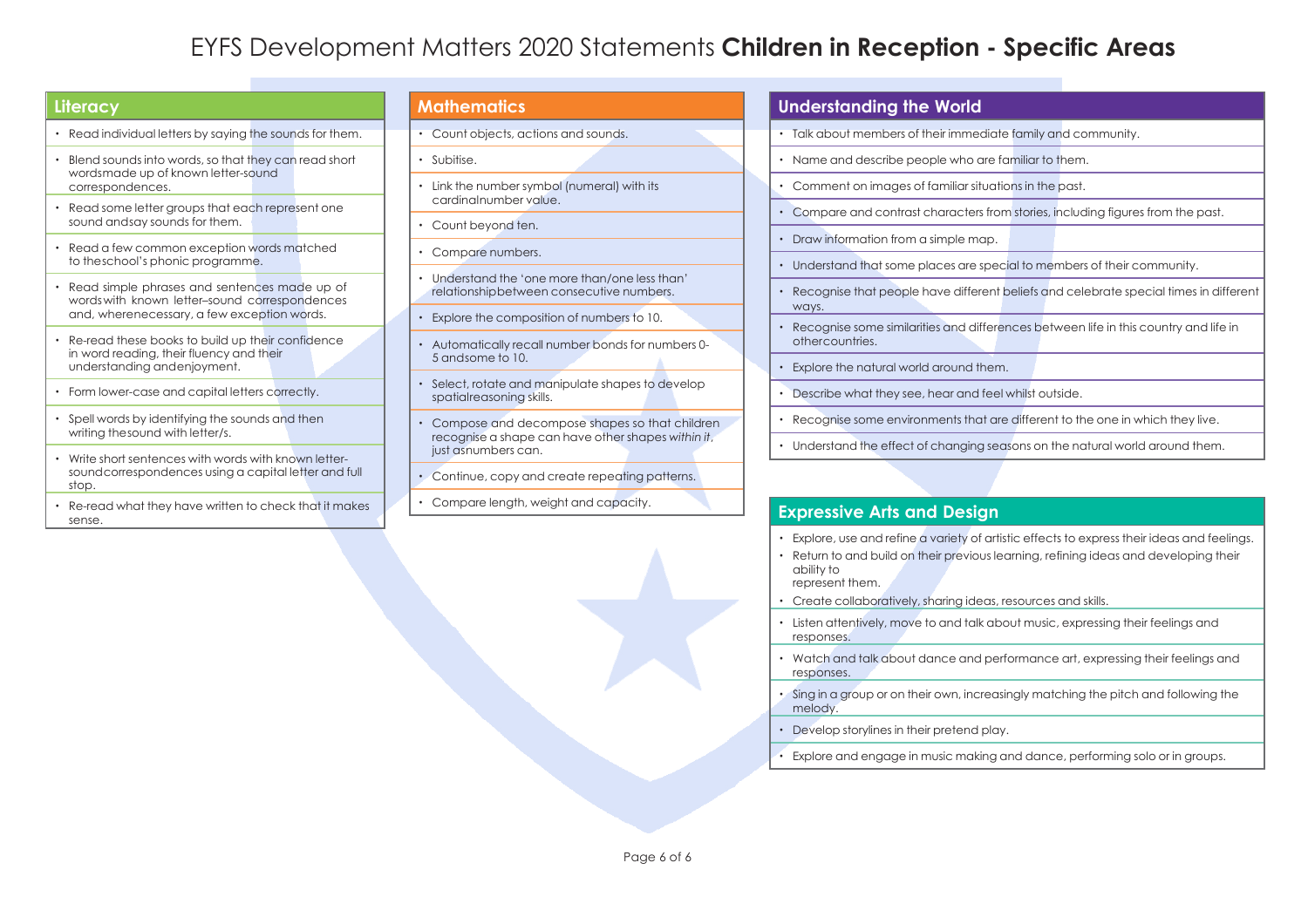# EYFS Development Matters 2020 Statements **Children in Reception - Specific Areas**

## Literacy

- Read individual letters by saying the sounds for them.
- Blend sounds into words, so that they can read short wordsmade up of known letter-sound correspondences.
- Read some letter groups that each represent one sound andsay sounds for them.
- Read a few common exception words matched to theschool's phonic programme.
- Read simple phrases and sentences made up of wordswith known letter–sound correspondences and, wherenecessary, a few exception words.
- Re-read these books to build up their confidence in word reading, their fluency and their understanding andenjoyment.
- Form lower-case and capital letters correctly.
- Spell words by identifying the sounds and then writing thesound with letter/s.
- Write short sentences with words with known letter-soundcorrespondences using a capital letter and full stop.
- Re-read what they have written to check that it makes sense.

## Mathematics

- Count objects, actions and sounds.
- Subitise.
- Link the number symbol (numeral) with its cardinalnumber value.
- Count beyond ten.
- Compare numbers.
- Understand the 'one more than/one less than' relationshipbetween consecutive numbers.
- Explore the composition of numbers to 10.
- Automatically recall number bonds for numbers 0-5 andsome to 10.
- Select, rotate and manipulate shapes to develop spatialreasoning skills.
- Compose and decompose shapes so that children recognise a shape can have other shapes *within it*, just asnumbers can.
- Continue, copy and create repeating patterns.
- Compare length, weight and capacity.

## Understanding the World

- Talk about members of their immediate family and community.
- Name and describe people who are familiar to them.
- Comment on images of familiar situations in the past.
- Compare and contrast characters from stories, including figures from the past.
- Draw information from a simple map.
- Understand that some places are special to members of their community.
- Recognise that people have different beliefs and celebrate special times in different ways.
- Recognise some similarities and differences between life in this country and life in othercountries.
- Explore the natural world around them.
- Describe what they see, hear and feel whilst outside.
- Recognise some environments that are different to the one in which they live.
- Understand the effect of changing seasons on the natural world around them.

## Expressive Arts and Design

- Explore, use and refine a variety of artistic effects to express their ideas and feelings.
- Return to and build on their previous learning, refining ideas and developing their ability to represent them.
- Create collaboratively, sharing ideas, resources and skills.
- Listen attentively, move to and talk about music, expressing their feelings and responses.
- Watch and talk about dance and performance art, expressing their feelings and responses.
- Sing in a group or on their own, increasingly matching the pitch and following the melody.
- Develop storylines in their pretend play.
- Explore and engage in music making and dance, performing solo or in groups.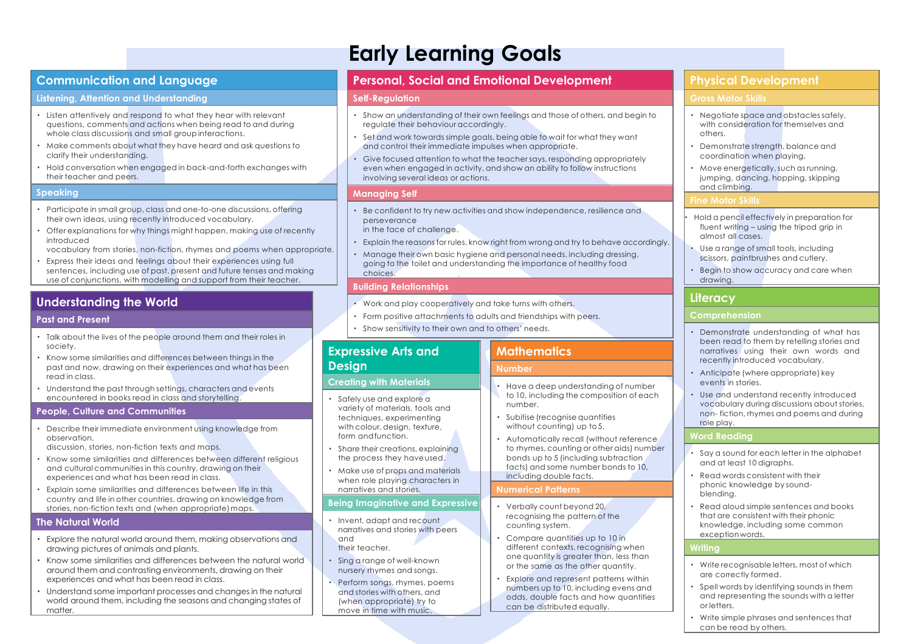# Early Learning Goals

## Communication and Language

### Listening, Attention and Understanding

- Listen attentively and respond to what they hear with relevant questions, comments and actions when being read to and during whole class discussions and small group interactions.
- Make comments about what they have heard and ask questions to clarify their understanding.
- Hold conversation when engaged in back-and-forth exchanges with their teacher and peers.

### Speaking

- Participate in small group, class and one-to-one discussions, offering their own ideas, using recently introduced vocabulary.
- Offer explanations for why things might happen, making use of recently introduced vocabulary from stories, non-fiction, rhymes and poems when appropriate.
- Express their ideas and feelings about their experiences using full sentences, including use of past, present and future tenses and making use of conjunctions, with modelling and support from their teacher.

## Understanding the World

### Past and Present

- Talk about the lives of the people around them and their roles in society.
- Know some similarities and differences between things in the past and now, drawing on their experiences and what has been read in class.
- Understand the past through settings, characters and events encountered in books read in class and storytelling.

### People, Culture and Communities

- Describe their immediate environment using knowledge from observation, discussion, stories, non-fiction texts and maps.
- Know some similarities and differences between different religious and cultural communities in this country, drawing on their experiences and what has been read in class.
- Explain some similarities and differences between life in this country and life in other countries, drawing on knowledge from stories, non-fiction texts and (when appropriate) maps.

### The Natural World

- Explore the natural world around them, making observations and drawing pictures of animals and plants.
- Know some similarities and differences between the natural world around them and contrasting environments, drawing on their experiences and what has been read in class.
- Understand some important processes and changes in the natural world around them, including the seasons and changing states of matter.

## Personal, Social and Emotional Development

### Self-Regulation

- Show an understanding of their own feelings and those of others, and begin to regulate their behaviour accordingly.
- Set and work towards simple goals, being able to wait for what they want and control their immediate impulses when appropriate.
- Give focused attention to what the teacher says, responding appropriately even when engaged in activity, and show an ability to follow instructions involving several ideas or actions.

### Managing Self

- Be confident to try new activities and show independence, resilience and perseverance in the face of challenge.
- Explain the reasons for rules, know right from wrong and try to behave accordingly.
- Manage their own basic hygiene and personal needs, including dressing, going to the toilet and understanding the importance of healthy food choices.

### Building Relationships

- Work and play cooperatively and take turns with others.
- Form positive attachments to adults and friendships with peers.
- Show sensitivity to their own and to others' needs.

## Expressive Arts and Design

### Creating with Materials

- Safely use and explore a variety of materials, tools and techniques, experimenting with colour, design, texture, form and function.
- Share their creations, explaining the process they have used.
- Make use of props and materials when role playing characters in narratives and stories.

### Being Imaginative and Expressive

- Invent, adapt and recount narratives and stories with peers and their teacher.
- Sing a range of well-known nursery rhymes and songs.
- Perform songs, rhymes, poems and stories with others, and (when appropriate) try to move in time with music.

## Mathematics

### Number

- Have a deep understanding of number to 10, including the composition of each number.
- Subitise (recognise quantities without counting) up to 5.
- Automatically recall (without reference to rhymes, counting or other aids) number bonds up to 5 (including subtraction facts) and some number bonds to 10, including double facts.

### Numerical Patterns

- Verbally count beyond 20, recognising the pattern of the counting system.
- Compare quantities up to 10 in different contexts, recognising when one quantity is greater than, less than or the same as the other quantity.
- Explore and represent patterns within numbers up to 10, including evens and odds, double facts and how quantities can be distributed equally.

## Physical Development

### Gross Motor Skills

- Negotiate space and obstacles safely, with consideration for themselves and others.
- Demonstrate strength, balance and coordination when playing.
- Move energetically, such as running, jumping, dancing, hopping, skipping and climbing.

### Fine Motor Skills

- Hold a pencil effectively in preparation for fluent writing – using the tripod grip in almost all cases.
- Use a range of small tools, including scissors, paintbrushes and cutlery.
- Begin to show accuracy and care when drawing.

## Literacy

### Comprehension

- Demonstrate understanding of what has been read to them by retelling stories and narratives using their own words and recently introduced vocabulary.
- Anticipate (where appropriate) key events in stories.
- Use and understand recently introduced vocabulary during discussions about stories, non- fiction, rhymes and poems and during role play.

### Word Reading

- Say a sound for each letter in the alphabet and at least 10 digraphs.
- Read words consistent with their phonic knowledge by sound-blending.
- Read aloud simple sentences and books that are consistent with their phonic knowledge, including some common exception words.

### Writing

- Write recognisable letters, most of which are correctly formed.
- Spell words by identifying sounds in them and representing the sounds with a letter or letters.
- Write simple phrases and sentences that can be read by others.